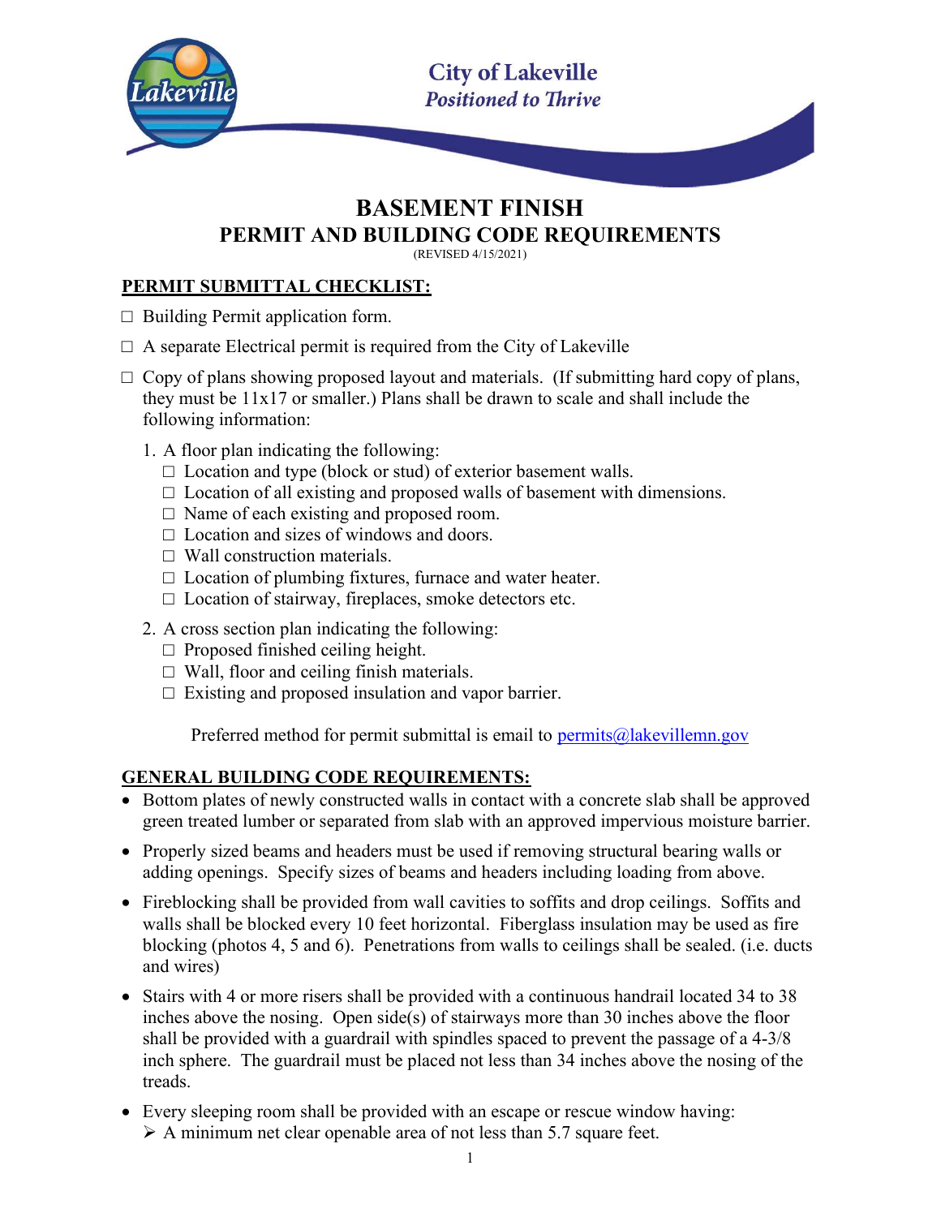City of Lakeville
*Positioned to Thrive*

# BASEMENT FINISH
## PERMIT AND BUILDING CODE REQUIREMENTS

(REVISED 4/15/2021)

**PERMIT SUBMITTAL CHECKLIST:**

- ☐ Building Permit application form.
- ☐ A separate Electrical permit is required from the City of Lakeville
- ☐ Copy of plans showing proposed layout and materials. (If submitting hard copy of plans, they must be 11x17 or smaller.) Plans shall be drawn to scale and shall include the following information:

  1. A floor plan indicating the following:
     - ☐ Location and type (block or stud) of exterior basement walls.
     - ☐ Location of all existing and proposed walls of basement with dimensions.
     - ☐ Name of each existing and proposed room.
     - ☐ Location and sizes of windows and doors.
     - ☐ Wall construction materials.
     - ☐ Location of plumbing fixtures, furnace and water heater.
     - ☐ Location of stairway, fireplaces, smoke detectors etc.
  2. A cross section plan indicating the following:
     - ☐ Proposed finished ceiling height.
     - ☐ Wall, floor and ceiling finish materials.
     - ☐ Existing and proposed insulation and vapor barrier.

Preferred method for permit submittal is email to permits@lakevillemn.gov

**GENERAL BUILDING CODE REQUIREMENTS:**

- Bottom plates of newly constructed walls in contact with a concrete slab shall be approved green treated lumber or separated from slab with an approved impervious moisture barrier.
- Properly sized beams and headers must be used if removing structural bearing walls or adding openings. Specify sizes of beams and headers including loading from above.
- Fireblocking shall be provided from wall cavities to soffits and drop ceilings. Soffits and walls shall be blocked every 10 feet horizontal. Fiberglass insulation may be used as fire blocking (photos 4, 5 and 6). Penetrations from walls to ceilings shall be sealed. (i.e. ducts and wires)
- Stairs with 4 or more risers shall be provided with a continuous handrail located 34 to 38 inches above the nosing. Open side(s) of stairways more than 30 inches above the floor shall be provided with a guardrail with spindles spaced to prevent the passage of a 4-3/8 inch sphere. The guardrail must be placed not less than 34 inches above the nosing of the treads.
- Every sleeping room shall be provided with an escape or rescue window having:
  - ➢ A minimum net clear openable area of not less than 5.7 square feet.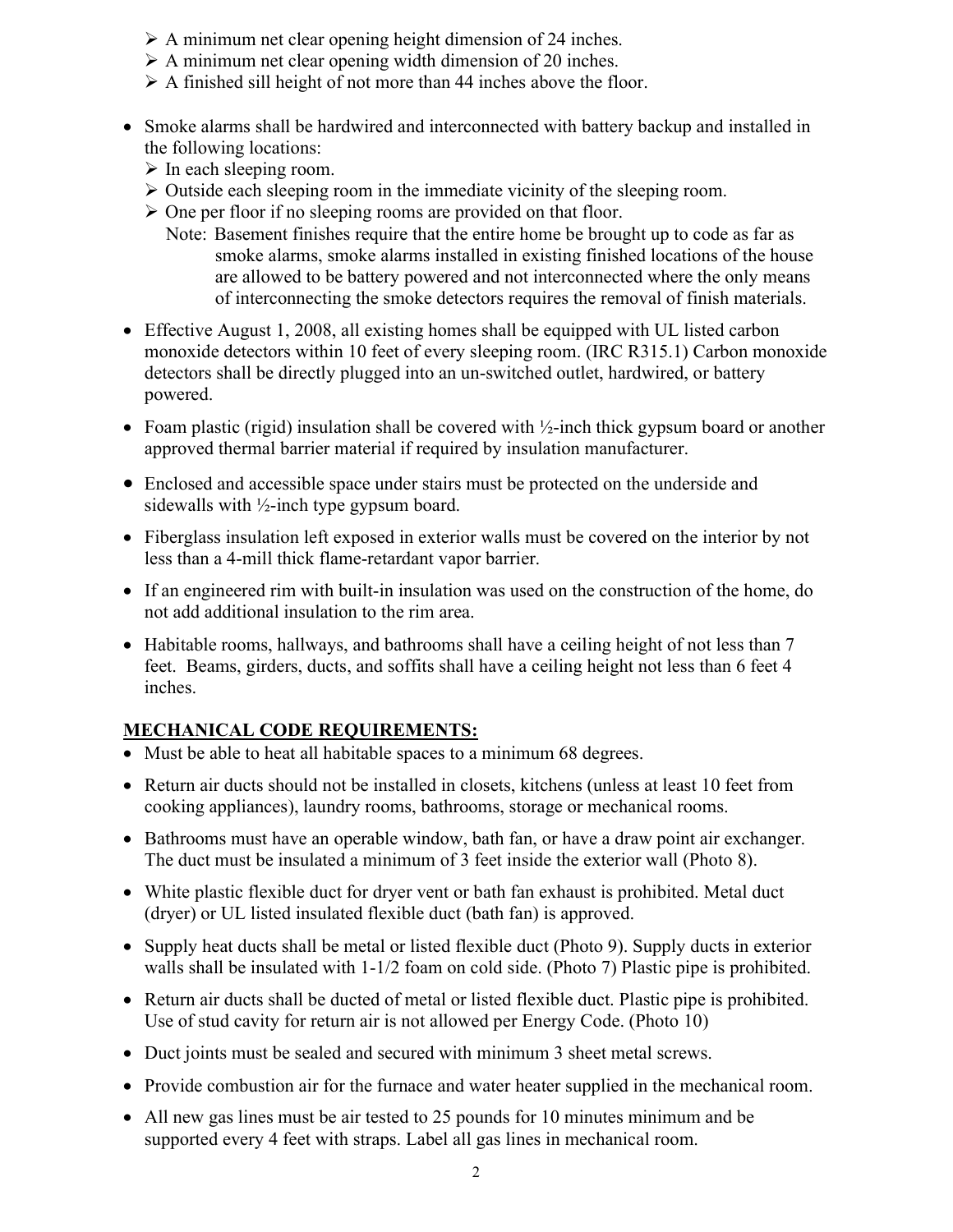- A minimum net clear opening height dimension of 24 inches.
- A minimum net clear opening width dimension of 20 inches.
- A finished sill height of not more than 44 inches above the floor.

- Smoke alarms shall be hardwired and interconnected with battery backup and installed in the following locations:
  - In each sleeping room.
  - Outside each sleeping room in the immediate vicinity of the sleeping room.
  - One per floor if no sleeping rooms are provided on that floor.

  Note: Basement finishes require that the entire home be brought up to code as far as smoke alarms, smoke alarms installed in existing finished locations of the house are allowed to be battery powered and not interconnected where the only means of interconnecting the smoke detectors requires the removal of finish materials.

- Effective August 1, 2008, all existing homes shall be equipped with UL listed carbon monoxide detectors within 10 feet of every sleeping room. (IRC R315.1) Carbon monoxide detectors shall be directly plugged into an un-switched outlet, hardwired, or battery powered.

- Foam plastic (rigid) insulation shall be covered with ½-inch thick gypsum board or another approved thermal barrier material if required by insulation manufacturer.

- Enclosed and accessible space under stairs must be protected on the underside and sidewalls with ½-inch type gypsum board.

- Fiberglass insulation left exposed in exterior walls must be covered on the interior by not less than a 4-mill thick flame-retardant vapor barrier.

- If an engineered rim with built-in insulation was used on the construction of the home, do not add additional insulation to the rim area.

- Habitable rooms, hallways, and bathrooms shall have a ceiling height of not less than 7 feet. Beams, girders, ducts, and soffits shall have a ceiling height not less than 6 feet 4 inches.

## MECHANICAL CODE REQUIREMENTS:

- Must be able to heat all habitable spaces to a minimum 68 degrees.

- Return air ducts should not be installed in closets, kitchens (unless at least 10 feet from cooking appliances), laundry rooms, bathrooms, storage or mechanical rooms.

- Bathrooms must have an operable window, bath fan, or have a draw point air exchanger. The duct must be insulated a minimum of 3 feet inside the exterior wall (Photo 8).

- White plastic flexible duct for dryer vent or bath fan exhaust is prohibited. Metal duct (dryer) or UL listed insulated flexible duct (bath fan) is approved.

- Supply heat ducts shall be metal or listed flexible duct (Photo 9). Supply ducts in exterior walls shall be insulated with 1-1/2 foam on cold side. (Photo 7) Plastic pipe is prohibited.

- Return air ducts shall be ducted of metal or listed flexible duct. Plastic pipe is prohibited. Use of stud cavity for return air is not allowed per Energy Code. (Photo 10)

- Duct joints must be sealed and secured with minimum 3 sheet metal screws.

- Provide combustion air for the furnace and water heater supplied in the mechanical room.

- All new gas lines must be air tested to 25 pounds for 10 minutes minimum and be supported every 4 feet with straps. Label all gas lines in mechanical room.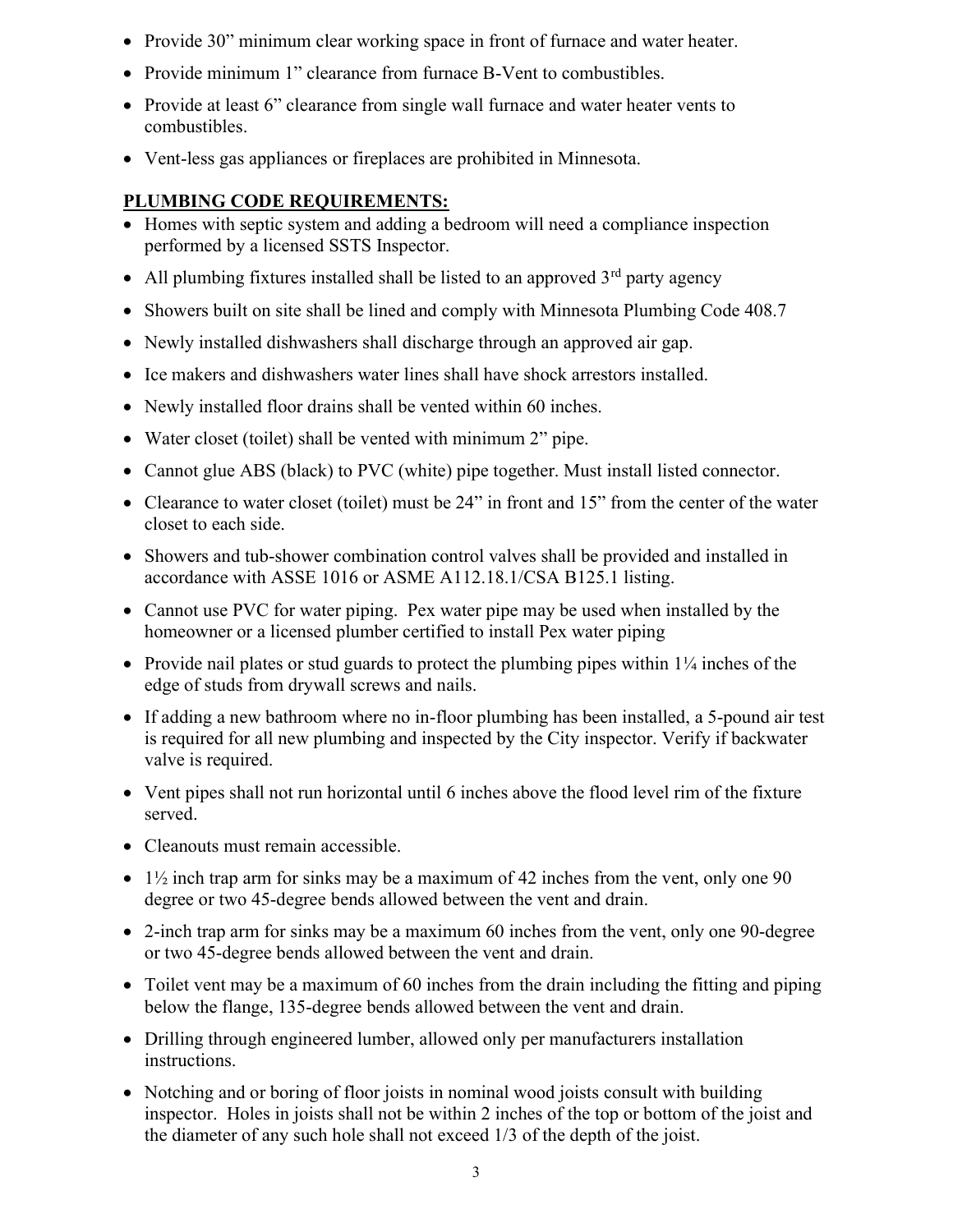- Provide 30” minimum clear working space in front of furnace and water heater.
- Provide minimum 1” clearance from furnace B-Vent to combustibles.
- Provide at least 6” clearance from single wall furnace and water heater vents to combustibles.
- Vent-less gas appliances or fireplaces are prohibited in Minnesota.

**PLUMBING CODE REQUIREMENTS:**

- Homes with septic system and adding a bedroom will need a compliance inspection performed by a licensed SSTS Inspector.
- All plumbing fixtures installed shall be listed to an approved 3rd party agency
- Showers built on site shall be lined and comply with Minnesota Plumbing Code 408.7
- Newly installed dishwashers shall discharge through an approved air gap.
- Ice makers and dishwashers water lines shall have shock arrestors installed.
- Newly installed floor drains shall be vented within 60 inches.
- Water closet (toilet) shall be vented with minimum 2” pipe.
- Cannot glue ABS (black) to PVC (white) pipe together. Must install listed connector.
- Clearance to water closet (toilet) must be 24” in front and 15” from the center of the water closet to each side.
- Showers and tub-shower combination control valves shall be provided and installed in accordance with ASSE 1016 or ASME A112.18.1/CSA B125.1 listing.
- Cannot use PVC for water piping. Pex water pipe may be used when installed by the homeowner or a licensed plumber certified to install Pex water piping
- Provide nail plates or stud guards to protect the plumbing pipes within 1¼ inches of the edge of studs from drywall screws and nails.
- If adding a new bathroom where no in-floor plumbing has been installed, a 5-pound air test is required for all new plumbing and inspected by the City inspector. Verify if backwater valve is required.
- Vent pipes shall not run horizontal until 6 inches above the flood level rim of the fixture served.
- Cleanouts must remain accessible.
- 1½ inch trap arm for sinks may be a maximum of 42 inches from the vent, only one 90 degree or two 45-degree bends allowed between the vent and drain.
- 2-inch trap arm for sinks may be a maximum 60 inches from the vent, only one 90-degree or two 45-degree bends allowed between the vent and drain.
- Toilet vent may be a maximum of 60 inches from the drain including the fitting and piping below the flange, 135-degree bends allowed between the vent and drain.
- Drilling through engineered lumber, allowed only per manufacturers installation instructions.
- Notching and or boring of floor joists in nominal wood joists consult with building inspector. Holes in joists shall not be within 2 inches of the top or bottom of the joist and the diameter of any such hole shall not exceed 1/3 of the depth of the joist.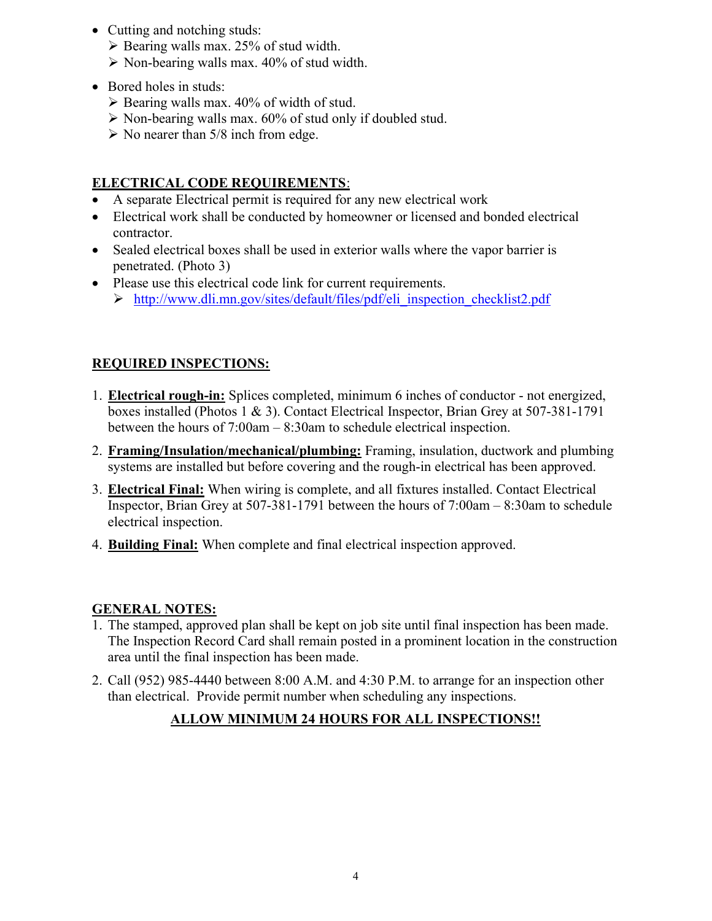- Cutting and notching studs:
  - Bearing walls max. 25% of stud width.
  - Non-bearing walls max. 40% of stud width.
- Bored holes in studs:
  - Bearing walls max. 40% of width of stud.
  - Non-bearing walls max. 60% of stud only if doubled stud.
  - No nearer than 5/8 inch from edge.

## ELECTRICAL CODE REQUIREMENTS:

- A separate Electrical permit is required for any new electrical work
- Electrical work shall be conducted by homeowner or licensed and bonded electrical contractor.
- Sealed electrical boxes shall be used in exterior walls where the vapor barrier is penetrated. (Photo 3)
- Please use this electrical code link for current requirements.
  - http://www.dli.mn.gov/sites/default/files/pdf/eli_inspection_checklist2.pdf

## REQUIRED INSPECTIONS:

1. **Electrical rough-in:** Splices completed, minimum 6 inches of conductor - not energized, boxes installed (Photos 1 & 3). Contact Electrical Inspector, Brian Grey at 507-381-1791 between the hours of 7:00am – 8:30am to schedule electrical inspection.
2. **Framing/Insulation/mechanical/plumbing:** Framing, insulation, ductwork and plumbing systems are installed but before covering and the rough-in electrical has been approved.
3. **Electrical Final:** When wiring is complete, and all fixtures installed. Contact Electrical Inspector, Brian Grey at 507-381-1791 between the hours of 7:00am – 8:30am to schedule electrical inspection.
4. **Building Final:** When complete and final electrical inspection approved.

## GENERAL NOTES:

1. The stamped, approved plan shall be kept on job site until final inspection has been made. The Inspection Record Card shall remain posted in a prominent location in the construction area until the final inspection has been made.
2. Call (952) 985-4440 between 8:00 A.M. and 4:30 P.M. to arrange for an inspection other than electrical. Provide permit number when scheduling any inspections.

**ALLOW MINIMUM 24 HOURS FOR ALL INSPECTIONS!!**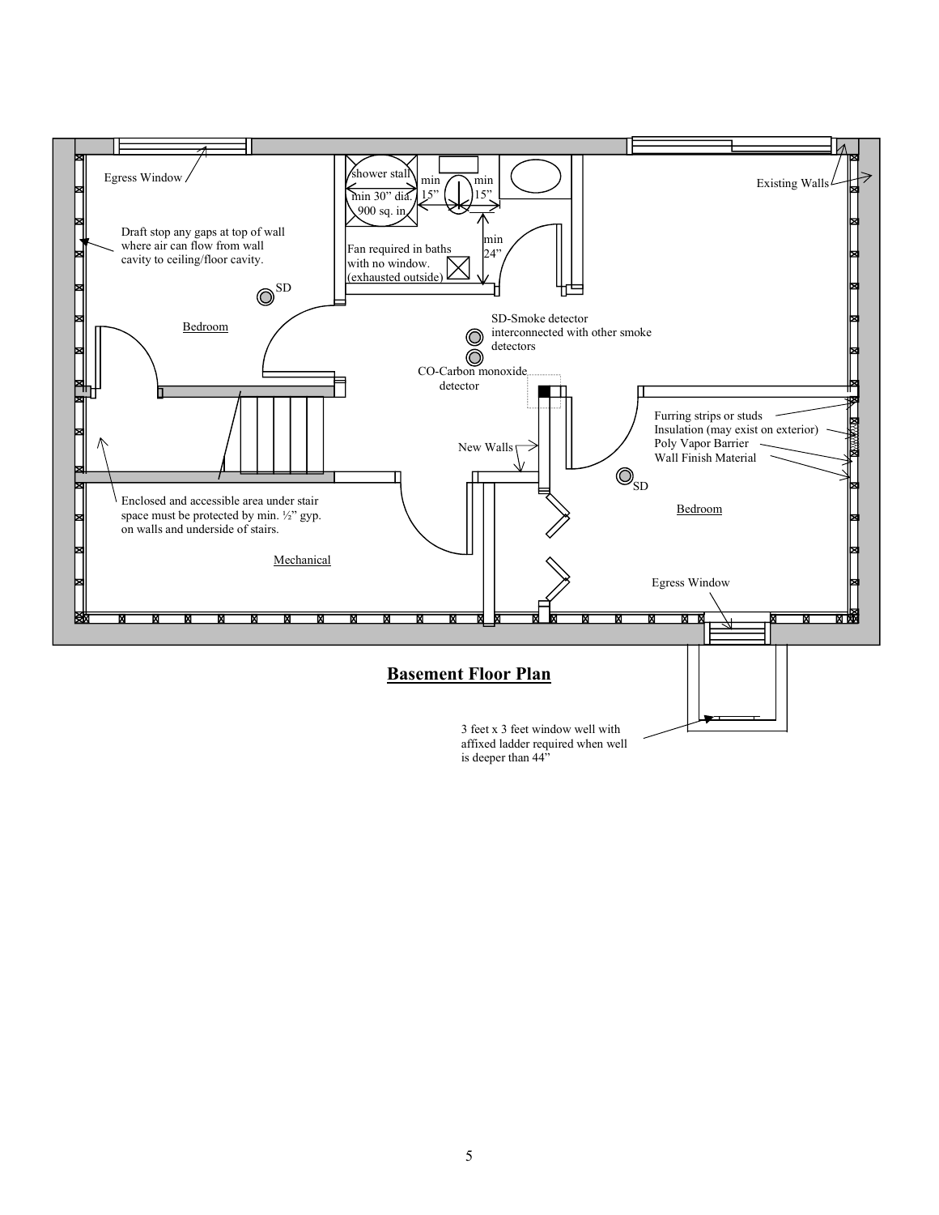Egress Window

Draft stop any gaps at top of wall where air can flow from wall cavity to ceiling/floor cavity.

shower stall min 30" dia. 900 sq. in.

min 15"

min 15"

min 24"

Fan required in baths with no window. (exhausted outside)

Existing Walls

SD

Bedroom

SD-Smoke detector interconnected with other smoke detectors

CO-Carbon monoxide detector

Furring strips or studs
Insulation (may exist on exterior)
Poly Vapor Barrier
Wall Finish Material

New Walls

SD

Bedroom

Enclosed and accessible area under stair space must be protected by min. ½" gyp. on walls and underside of stairs.

Mechanical

Egress Window

## Basement Floor Plan

3 feet x 3 feet window well with affixed ladder required when well is deeper than 44"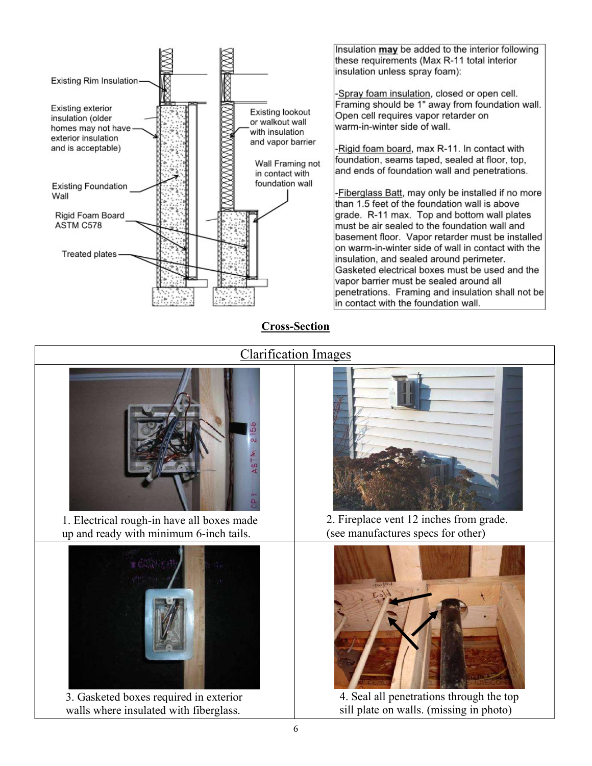Existing Rim Insulation

Existing exterior insulation (older homes may not have exterior insulation and is acceptable)

Existing Foundation Wall

Rigid Foam Board ASTM C578

Treated plates

Existing lookout or walkout wall with insulation and vapor barrier

Wall Framing not in contact with foundation wall

Insulation **may** be added to the interior following these requirements (Max R-11 total interior insulation unless spray foam):

-Spray foam insulation, closed or open cell. Framing should be 1" away from foundation wall. Open cell requires vapor retarder on warm-in-winter side of wall.

-Rigid foam board, max R-11. In contact with foundation, seams taped, sealed at floor, top, and ends of foundation wall and penetrations.

-Fiberglass Batt, may only be installed if no more than 1.5 feet of the foundation wall is above grade. R-11 max. Top and bottom wall plates must be air sealed to the foundation wall and basement floor. Vapor retarder must be installed on warm-in-winter side of wall in contact with the insulation, and sealed around perimeter. Gasketed electrical boxes must be used and the vapor barrier must be sealed around all penetrations. Framing and insulation shall not be in contact with the foundation wall.

**Cross-Section**

## Clarification Images

1. Electrical rough-in have all boxes made up and ready with minimum 6-inch tails.

2. Fireplace vent 12 inches from grade. (see manufactures specs for other)

3. Gasketed boxes required in exterior walls where insulated with fiberglass.

4. Seal all penetrations through the top sill plate on walls. (missing in photo)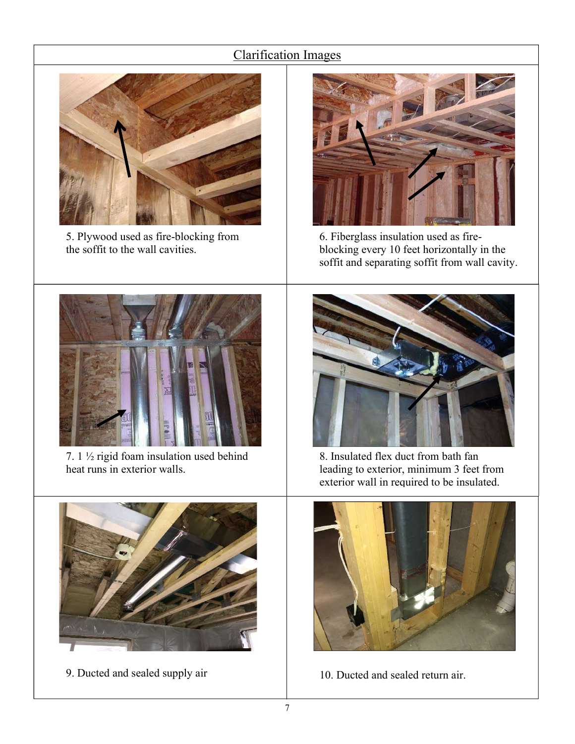## Clarification Images

5. Plywood used as fire-blocking from the soffit to the wall cavities.

6. Fiberglass insulation used as fire-blocking every 10 feet horizontally in the soffit and separating soffit from wall cavity.

7. 1 ½ rigid foam insulation used behind heat runs in exterior walls.

8. Insulated flex duct from bath fan leading to exterior, minimum 3 feet from exterior wall in required to be insulated.

9. Ducted and sealed supply air

10. Ducted and sealed return air.